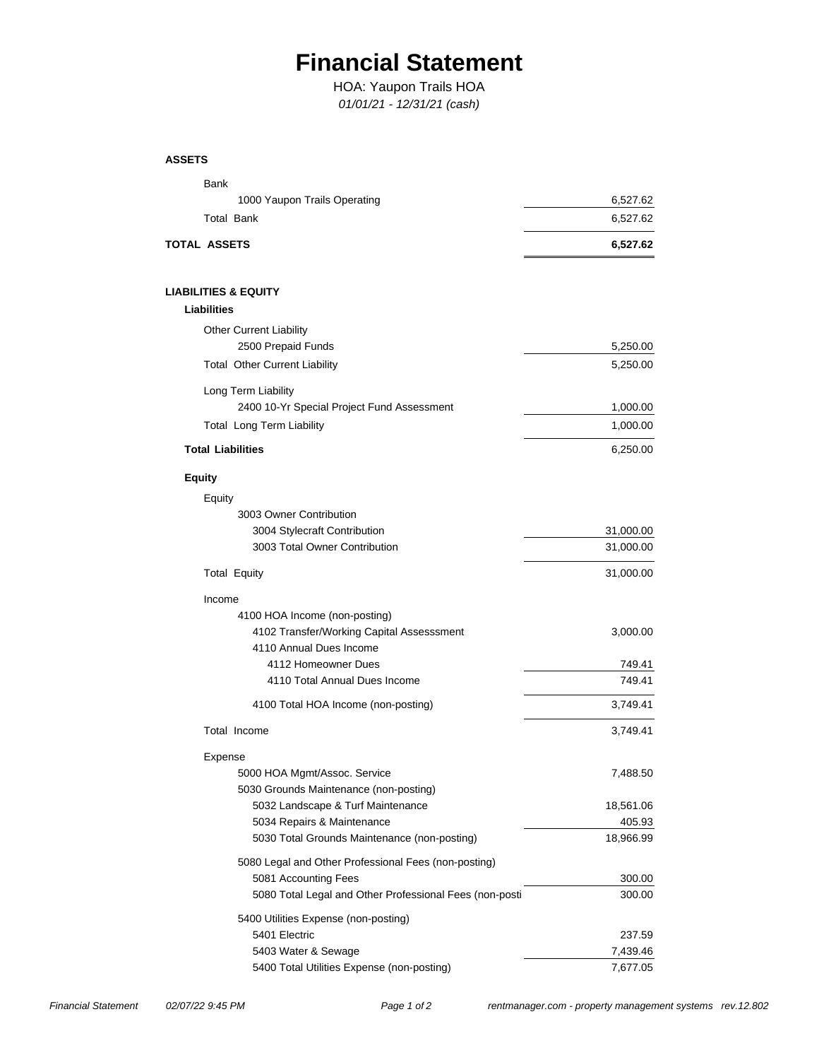# Financial Statement

HOA: Yaupon Trails HOA

*01/01/21 - 12/31/21 (cash)*

| | |
|---|---:|
| **ASSETS** | |
| Bank | |
| 1000 Yaupon Trails Operating | 6,527.62 |
| Total Bank | 6,527.62 |
| **TOTAL ASSETS** | **6,527.62** |
| | |
| **LIABILITIES & EQUITY** | |
| **Liabilities** | |
| Other Current Liability | |
| 2500 Prepaid Funds | 5,250.00 |
| Total Other Current Liability | 5,250.00 |
| Long Term Liability | |
| 2400 10-Yr Special Project Fund Assessment | 1,000.00 |
| Total Long Term Liability | 1,000.00 |
| **Total Liabilities** | 6,250.00 |
| **Equity** | |
| Equity | |
| 3003 Owner Contribution | |
| 3004 Stylecraft Contribution | 31,000.00 |
| 3003 Total Owner Contribution | 31,000.00 |
| Total Equity | 31,000.00 |
| Income | |
| 4100 HOA Income (non-posting) | |
| 4102 Transfer/Working Capital Assesssment | 3,000.00 |
| 4110 Annual Dues Income | |
| 4112 Homeowner Dues | 749.41 |
| 4110 Total Annual Dues Income | 749.41 |
| 4100 Total HOA Income (non-posting) | 3,749.41 |
| Total Income | 3,749.41 |
| Expense | |
| 5000 HOA Mgmt/Assoc. Service | 7,488.50 |
| 5030 Grounds Maintenance (non-posting) | |
| 5032 Landscape & Turf Maintenance | 18,561.06 |
| 5034 Repairs & Maintenance | 405.93 |
| 5030 Total Grounds Maintenance (non-posting) | 18,966.99 |
| 5080 Legal and Other Professional Fees (non-posting) | |
| 5081 Accounting Fees | 300.00 |
| 5080 Total Legal and Other Professional Fees (non-posti | 300.00 |
| 5400 Utilities Expense (non-posting) | |
| 5401 Electric | 237.59 |
| 5403 Water & Sewage | 7,439.46 |
| 5400 Total Utilities Expense (non-posting) | 7,677.05 |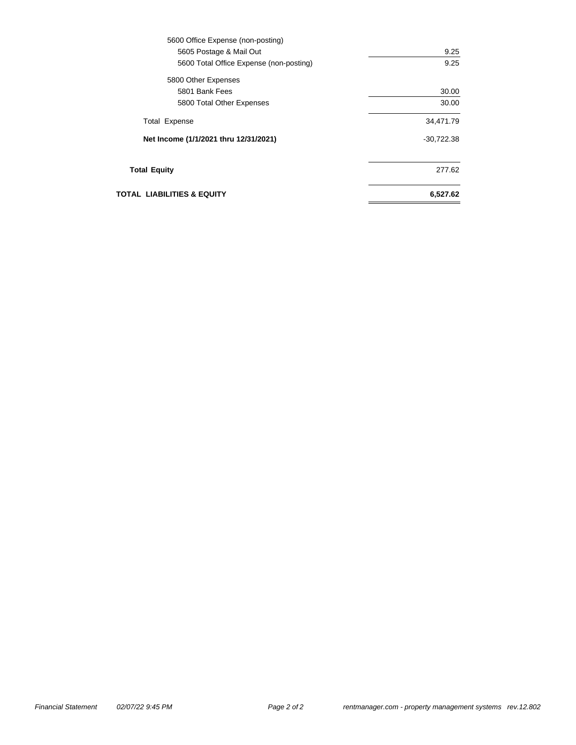| | |
|---|---|
| 5600 Office Expense (non-posting) | |
| 5605 Postage & Mail Out | 9.25 |
| 5600 Total Office Expense (non-posting) | 9.25 |
| 5800 Other Expenses | |
| 5801 Bank Fees | 30.00 |
| 5800 Total Other Expenses | 30.00 |
| Total Expense | 34,471.79 |
| **Net Income (1/1/2021 thru 12/31/2021)** | -30,722.38 |
| **Total Equity** | 277.62 |
| **TOTAL LIABILITIES & EQUITY** | **6,527.62** |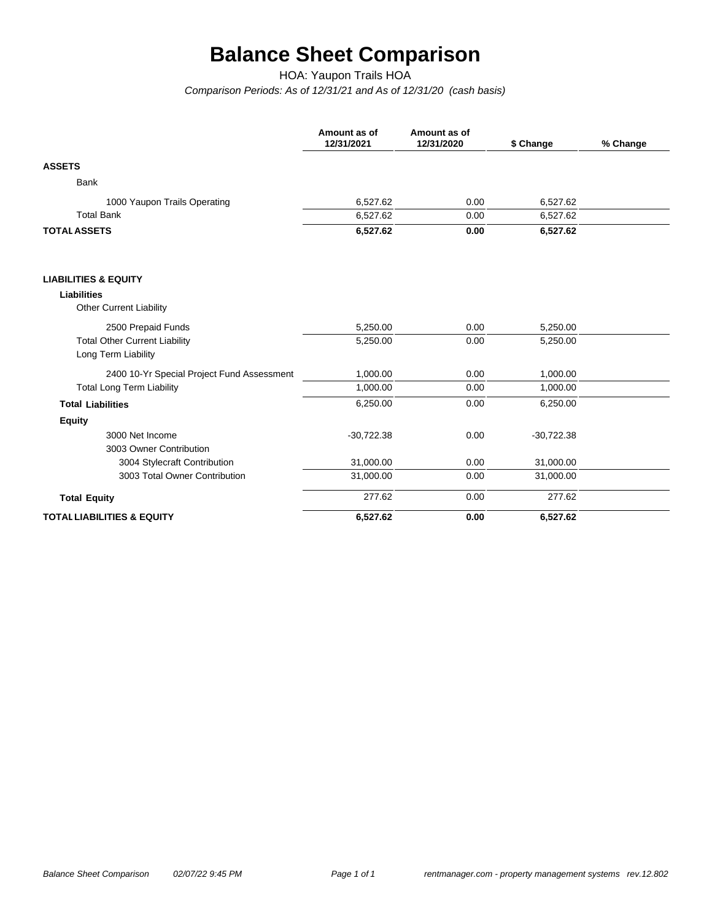# Balance Sheet Comparison

HOA: Yaupon Trails HOA

*Comparison Periods: As of 12/31/21 and As of 12/31/20 (cash basis)*

| | Amount as of 12/31/2021 | Amount as of 12/31/2020 | $ Change | % Change |
|---|---|---|---|---|
| **ASSETS** | | | | |
| Bank | | | | |
| 1000 Yaupon Trails Operating | 6,527.62 | 0.00 | 6,527.62 | |
| Total Bank | 6,527.62 | 0.00 | 6,527.62 | |
| **TOTAL ASSETS** | **6,527.62** | **0.00** | **6,527.62** | |
| | | | | |
| **LIABILITIES & EQUITY** | | | | |
| **Liabilities** | | | | |
| Other Current Liability | | | | |
| 2500 Prepaid Funds | 5,250.00 | 0.00 | 5,250.00 | |
| Total Other Current Liability | 5,250.00 | 0.00 | 5,250.00 | |
| Long Term Liability | | | | |
| 2400 10-Yr Special Project Fund Assessment | 1,000.00 | 0.00 | 1,000.00 | |
| Total Long Term Liability | 1,000.00 | 0.00 | 1,000.00 | |
| **Total Liabilities** | 6,250.00 | 0.00 | 6,250.00 | |
| **Equity** | | | | |
| 3000 Net Income | -30,722.38 | 0.00 | -30,722.38 | |
| 3003 Owner Contribution | | | | |
| 3004 Stylecraft Contribution | 31,000.00 | 0.00 | 31,000.00 | |
| 3003 Total Owner Contribution | 31,000.00 | 0.00 | 31,000.00 | |
| **Total Equity** | 277.62 | 0.00 | 277.62 | |
| **TOTAL LIABILITIES & EQUITY** | **6,527.62** | **0.00** | **6,527.62** | |